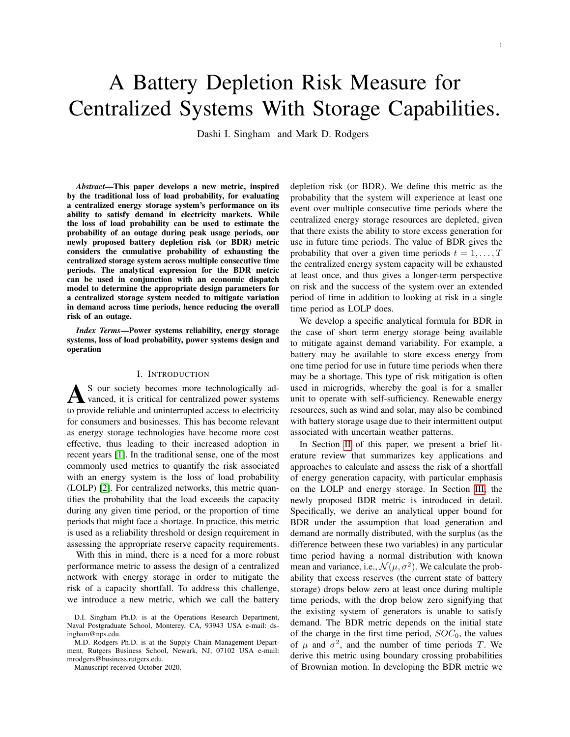# A Battery Depletion Risk Measure for Centralized Systems With Storage Capabilities.

Dashi I. Singham and Mark D. Rodgers

***Abstract*—This paper develops a new metric, inspired by the traditional loss of load probability, for evaluating a centralized energy storage system's performance on its ability to satisfy demand in electricity markets. While the loss of load probability can be used to estimate the probability of an outage during peak usage periods, our newly proposed battery depletion risk (or BDR) metric considers the cumulative probability of exhausting the centralized storage system across multiple consecutive time periods. The analytical expression for the BDR metric can be used in conjunction with an economic dispatch model to determine the appropriate design parameters for a centralized storage system needed to mitigate variation in demand across time periods, hence reducing the overall risk of an outage.**

***Index Terms*—Power systems reliability, energy storage systems, loss of load probability, power systems design and operation**

## I. Introduction

As our society becomes more technologically advanced, it is critical for centralized power systems to provide reliable and uninterrupted access to electricity for consumers and businesses. This has become relevant as energy storage technologies have become more cost effective, thus leading to their increased adoption in recent years [1]. In the traditional sense, one of the most commonly used metrics to quantify the risk associated with an energy system is the loss of load probability (LOLP) [2]. For centralized networks, this metric quantifies the probability that the load exceeds the capacity during any given time period, or the proportion of time periods that might face a shortage. In practice, this metric is used as a reliability threshold or design requirement in assessing the appropriate reserve capacity requirements.

With this in mind, there is a need for a more robust performance metric to assess the design of a centralized network with energy storage in order to mitigate the risk of a capacity shortfall. To address this challenge, we introduce a new metric, which we call the battery depletion risk (or BDR). We define this metric as the probability that the system will experience at least one event over multiple consecutive time periods where the centralized energy storage resources are depleted, given that there exists the ability to store excess generation for use in future time periods. The value of BDR gives the probability that over a given time periods $t = 1, \ldots, T$ the centralized energy system capacity will be exhausted at least once, and thus gives a longer-term perspective on risk and the success of the system over an extended period of time in addition to looking at risk in a single time period as LOLP does.

We develop a specific analytical formula for BDR in the case of short term energy storage being available to mitigate against demand variability. For example, a battery may be available to store excess energy from one time period for use in future time periods when there may be a shortage. This type of risk mitigation is often used in microgrids, whereby the goal is for a smaller unit to operate with self-sufficiency. Renewable energy resources, such as wind and solar, may also be combined with battery storage usage due to their intermittent output associated with uncertain weather patterns.

In Section II of this paper, we present a brief literature review that summarizes key applications and approaches to calculate and assess the risk of a shortfall of energy generation capacity, with particular emphasis on the LOLP and energy storage. In Section III, the newly proposed BDR metric is introduced in detail. Specifically, we derive an analytical upper bound for BDR under the assumption that load generation and demand are normally distributed, with the surplus (as the difference between these two variables) in any particular time period having a normal distribution with known mean and variance, i.e., $\mathcal{N}(\mu, \sigma^2)$. We calculate the probability that excess reserves (the current state of battery storage) drops below zero at least once during multiple time periods, with the drop below zero signifying that the existing system of generators is unable to satisfy demand. The BDR metric depends on the initial state of the charge in the first time period, $SOC_0$, the values of $\mu$ and $\sigma^2$, and the number of time periods $T$. We derive this metric using boundary crossing probabilities of Brownian motion. In developing the BDR metric we

D.I. Singham Ph.D. is at the Operations Research Department, Naval Postgraduate School, Monterey, CA, 93943 USA e-mail: dsingham@nps.edu.

M.D. Rodgers Ph.D. is at the Supply Chain Management Department, Rutgers Business School, Newark, NJ, 07102 USA e-mail: mrodgers@business.rutgers.edu.

Manuscript received October 2020.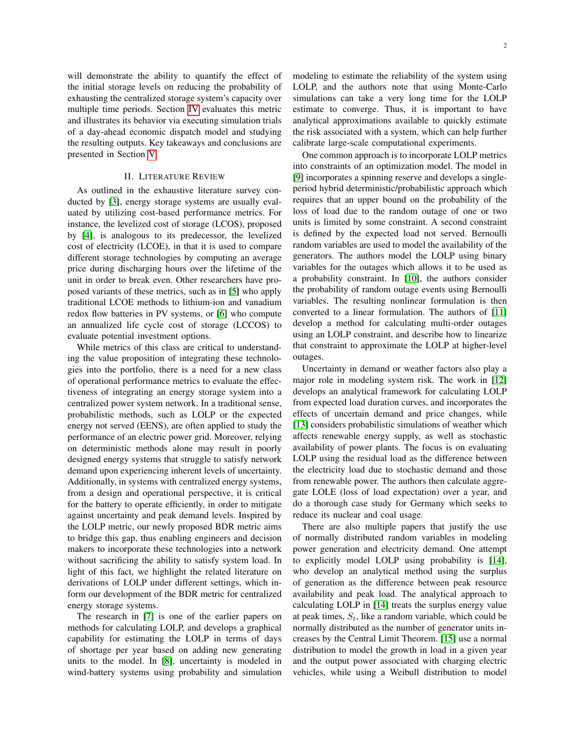will demonstrate the ability to quantify the effect of the initial storage levels on reducing the probability of exhausting the centralized storage system's capacity over multiple time periods. Section IV evaluates this metric and illustrates its behavior via executing simulation trials of a day-ahead economic dispatch model and studying the resulting outputs. Key takeaways and conclusions are presented in Section V.

## II. Literature Review

As outlined in the exhaustive literature survey conducted by [3], energy storage systems are usually evaluated by utilizing cost-based performance metrics. For instance, the levelized cost of storage (LCOS), proposed by [4], is analogous to its predecessor, the levelized cost of electricity (LCOE), in that it is used to compare different storage technologies by computing an average price during discharging hours over the lifetime of the unit in order to break even. Other researchers have proposed variants of these metrics, such as in [5] who apply traditional LCOE methods to lithium-ion and vanadium redox flow batteries in PV systems, or [6] who compute an annualized life cycle cost of storage (LCCOS) to evaluate potential investment options.

While metrics of this class are critical to understanding the value proposition of integrating these technologies into the portfolio, there is a need for a new class of operational performance metrics to evaluate the effectiveness of integrating an energy storage system into a centralized power system network. In a traditional sense, probabilistic methods, such as LOLP or the expected energy not served (EENS), are often applied to study the performance of an electric power grid. Moreover, relying on deterministic methods alone may result in poorly designed energy systems that struggle to satisfy network demand upon experiencing inherent levels of uncertainty. Additionally, in systems with centralized energy systems, from a design and operational perspective, it is critical for the battery to operate efficiently, in order to mitigate against uncertainty and peak demand levels. Inspired by the LOLP metric, our newly proposed BDR metric aims to bridge this gap, thus enabling engineers and decision makers to incorporate these technologies into a network without sacrificing the ability to satisfy system load. In light of this fact, we highlight the related literature on derivations of LOLP under different settings, which inform our development of the BDR metric for centralized energy storage systems.

The research in [7] is one of the earlier papers on methods for calculating LOLP, and develops a graphical capability for estimating the LOLP in terms of days of shortage per year based on adding new generating units to the model. In [8], uncertainty is modeled in wind-battery systems using probability and simulation modeling to estimate the reliability of the system using LOLP, and the authors note that using Monte-Carlo simulations can take a very long time for the LOLP estimate to converge. Thus, it is important to have analytical approximations available to quickly estimate the risk associated with a system, which can help further calibrate large-scale computational experiments.

One common approach is to incorporate LOLP metrics into constraints of an optimization model. The model in [9] incorporates a spinning reserve and develops a single-period hybrid deterministic/probabilistic approach which requires that an upper bound on the probability of the loss of load due to the random outage of one or two units is limited by some constraint. A second constraint is defined by the expected load not served. Bernoulli random variables are used to model the availability of the generators. The authors model the LOLP using binary variables for the outages which allows it to be used as a probability constraint. In [10], the authors consider the probability of random outage events using Bernoulli variables. The resulting nonlinear formulation is then converted to a linear formulation. The authors of [11] develop a method for calculating multi-order outages using an LOLP constraint, and describe how to linearize that constraint to approximate the LOLP at higher-level outages.

Uncertainty in demand or weather factors also play a major role in modeling system risk. The work in [12] develops an analytical framework for calculating LOLP from expected load duration curves, and incorporates the effects of uncertain demand and price changes, while [13] considers probabilistic simulations of weather which affects renewable energy supply, as well as stochastic availability of power plants. The focus is on evaluating LOLP using the residual load as the difference between the electricity load due to stochastic demand and those from renewable power. The authors then calculate aggregate LOLE (loss of load expectation) over a year, and do a thorough case study for Germany which seeks to reduce its nuclear and coal usage.

There are also multiple papers that justify the use of normally distributed random variables in modeling power generation and electricity demand. One attempt to explicitly model LOLP using probability is [14], who develop an analytical method using the surplus of generation as the difference between peak resource availability and peak load. The analytical approach to calculating LOLP in [14] treats the surplus energy value at peak times, $S_t$, like a random variable, which could be normally distributed as the number of generator units increases by the Central Limit Theorem. [15] use a normal distribution to model the growth in load in a given year and the output power associated with charging electric vehicles, while using a Weibull distribution to model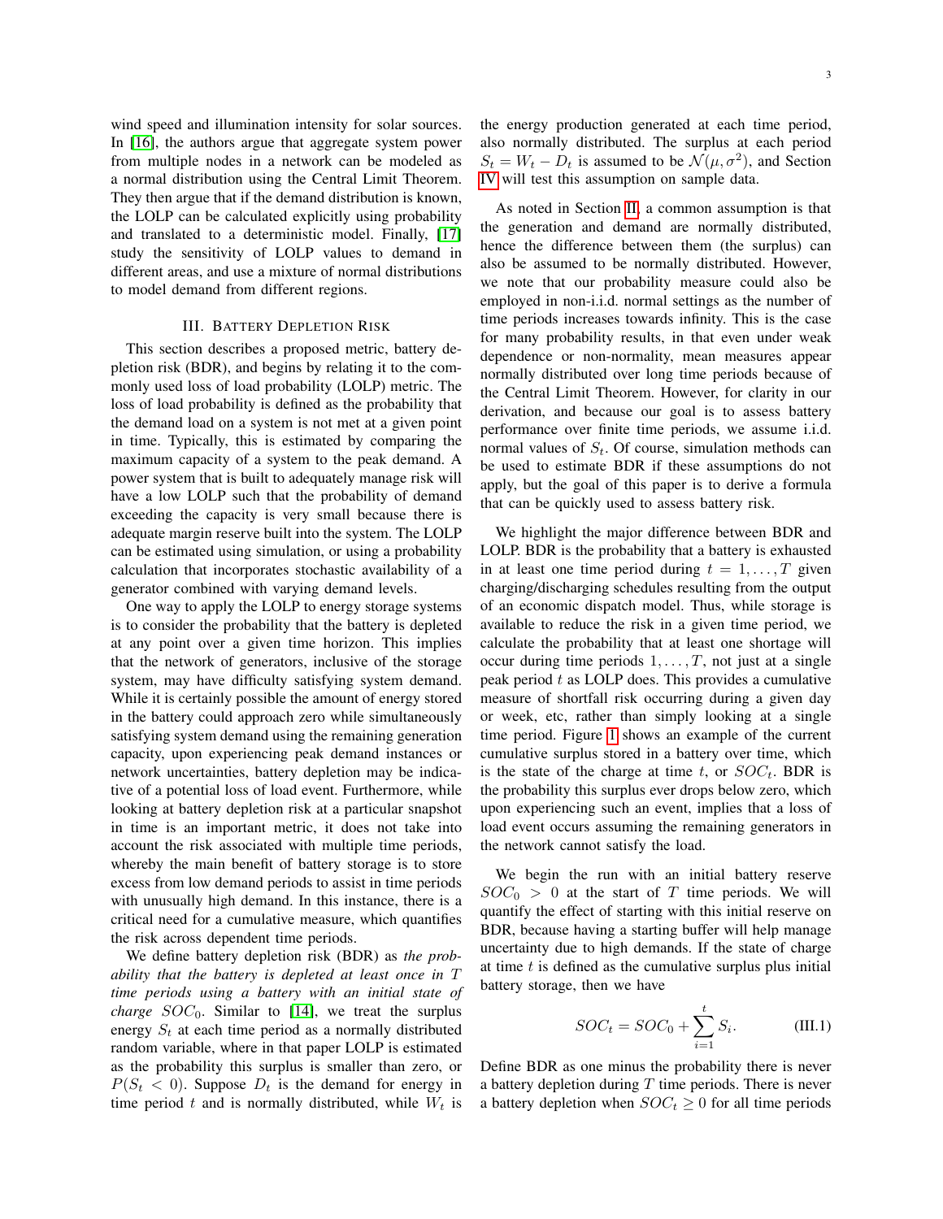wind speed and illumination intensity for solar sources. In [16], the authors argue that aggregate system power from multiple nodes in a network can be modeled as a normal distribution using the Central Limit Theorem. They then argue that if the demand distribution is known, the LOLP can be calculated explicitly using probability and translated to a deterministic model. Finally, [17] study the sensitivity of LOLP values to demand in different areas, and use a mixture of normal distributions to model demand from different regions.

## III. Battery Depletion Risk

This section describes a proposed metric, battery depletion risk (BDR), and begins by relating it to the commonly used loss of load probability (LOLP) metric. The loss of load probability is defined as the probability that the demand load on a system is not met at a given point in time. Typically, this is estimated by comparing the maximum capacity of a system to the peak demand. A power system that is built to adequately manage risk will have a low LOLP such that the probability of demand exceeding the capacity is very small because there is adequate margin reserve built into the system. The LOLP can be estimated using simulation, or using a probability calculation that incorporates stochastic availability of a generator combined with varying demand levels.

One way to apply the LOLP to energy storage systems is to consider the probability that the battery is depleted at any point over a given time horizon. This implies that the network of generators, inclusive of the storage system, may have difficulty satisfying system demand. While it is certainly possible the amount of energy stored in the battery could approach zero while simultaneously satisfying system demand using the remaining generation capacity, upon experiencing peak demand instances or network uncertainties, battery depletion may be indicative of a potential loss of load event. Furthermore, while looking at battery depletion risk at a particular snapshot in time is an important metric, it does not take into account the risk associated with multiple time periods, whereby the main benefit of battery storage is to store excess from low demand periods to assist in time periods with unusually high demand. In this instance, there is a critical need for a cumulative measure, which quantifies the risk across dependent time periods.

We define battery depletion risk (BDR) as *the probability that the battery is depleted at least once in $T$ time periods using a battery with an initial state of charge $SOC_0$*. Similar to [14], we treat the surplus energy $S_t$ at each time period as a normally distributed random variable, where in that paper LOLP is estimated as the probability this surplus is smaller than zero, or $P(S_t < 0)$. Suppose $D_t$ is the demand for energy in time period $t$ and is normally distributed, while $W_t$ is the energy production generated at each time period, also normally distributed. The surplus at each period $S_t = W_t - D_t$ is assumed to be $\mathcal{N}(\mu, \sigma^2)$, and Section IV will test this assumption on sample data.

As noted in Section II, a common assumption is that the generation and demand are normally distributed, hence the difference between them (the surplus) can also be assumed to be normally distributed. However, we note that our probability measure could also be employed in non-i.i.d. normal settings as the number of time periods increases towards infinity. This is the case for many probability results, in that even under weak dependence or non-normality, mean measures appear normally distributed over long time periods because of the Central Limit Theorem. However, for clarity in our derivation, and because our goal is to assess battery performance over finite time periods, we assume i.i.d. normal values of $S_t$. Of course, simulation methods can be used to estimate BDR if these assumptions do not apply, but the goal of this paper is to derive a formula that can be quickly used to assess battery risk.

We highlight the major difference between BDR and LOLP. BDR is the probability that a battery is exhausted in at least one time period during $t = 1, \ldots, T$ given charging/discharging schedules resulting from the output of an economic dispatch model. Thus, while storage is available to reduce the risk in a given time period, we calculate the probability that at least one shortage will occur during time periods $1, \ldots, T$, not just at a single peak period $t$ as LOLP does. This provides a cumulative measure of shortfall risk occurring during a given day or week, etc, rather than simply looking at a single time period. Figure 1 shows an example of the current cumulative surplus stored in a battery over time, which is the state of the charge at time $t$, or $SOC_t$. BDR is the probability this surplus ever drops below zero, which upon experiencing such an event, implies that a loss of load event occurs assuming the remaining generators in the network cannot satisfy the load.

We begin the run with an initial battery reserve $SOC_0 > 0$ at the start of $T$ time periods. We will quantify the effect of starting with this initial reserve on BDR, because having a starting buffer will help manage uncertainty due to high demands. If the state of charge at time $t$ is defined as the cumulative surplus plus initial battery storage, then we have

$$SOC_t = SOC_0 + \sum_{i=1}^{t} S_i. \tag{III.1}$$

Define BDR as one minus the probability there is never a battery depletion during $T$ time periods. There is never a battery depletion when $SOC_t \geq 0$ for all time periods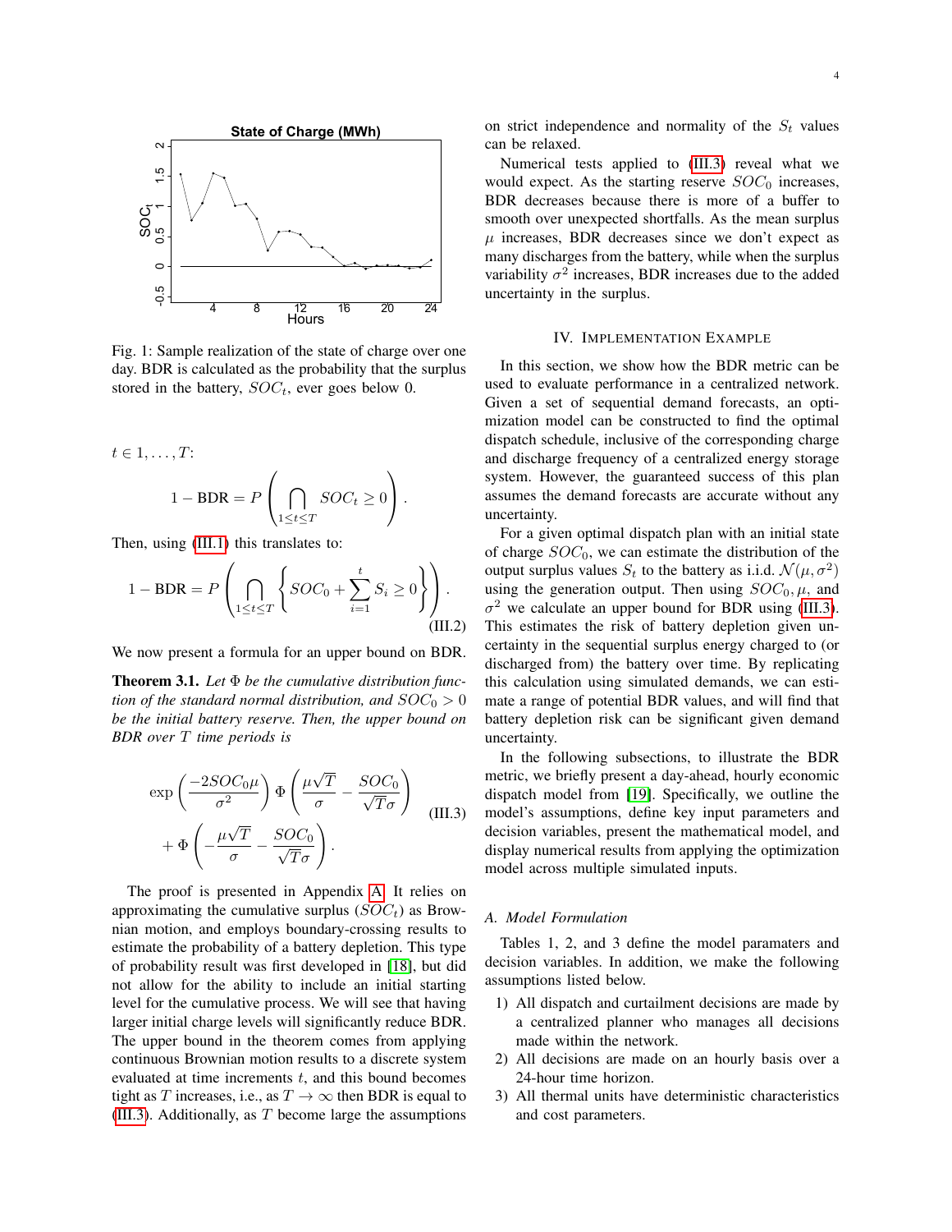Fig. 1: Sample realization of the state of charge over one day. BDR is calculated as the probability that the surplus stored in the battery, $SOC_t$, ever goes below 0.

$t \in 1, \ldots, T$:

$$1 - \text{BDR} = P\left(\bigcap_{1 \le t \le T} SOC_t \ge 0\right).$$

Then, using (III.1) this translates to:

$$1 - \text{BDR} = P\left(\bigcap_{1 \le t \le T} \left\{ SOC_0 + \sum_{i=1}^{t} S_i \ge 0 \right\}\right). \tag{III.2}$$

We now present a formula for an upper bound on BDR.

**Theorem 3.1.** *Let $\Phi$ be the cumulative distribution function of the standard normal distribution, and $SOC_0 > 0$ be the initial battery reserve. Then, the upper bound on BDR over $T$ time periods is*

$$\exp\left(\frac{-2SOC_0\mu}{\sigma^2}\right)\Phi\left(\frac{\mu\sqrt{T}}{\sigma} - \frac{SOC_0}{\sqrt{T}\sigma}\right) + \Phi\left(-\frac{\mu\sqrt{T}}{\sigma} - \frac{SOC_0}{\sqrt{T}\sigma}\right). \tag{III.3}$$

The proof is presented in Appendix A. It relies on approximating the cumulative surplus ($SOC_t$) as Brownian motion, and employs boundary-crossing results to estimate the probability of a battery depletion. This type of probability result was first developed in [18], but did not allow for the ability to include an initial starting level for the cumulative process. We will see that having larger initial charge levels will significantly reduce BDR. The upper bound in the theorem comes from applying continuous Brownian motion results to a discrete system evaluated at time increments $t$, and this bound becomes tight as $T$ increases, i.e., as $T \to \infty$ then BDR is equal to (III.3). Additionally, as $T$ become large the assumptions on strict independence and normality of the $S_t$ values can be relaxed.

Numerical tests applied to (III.3) reveal what we would expect. As the starting reserve $SOC_0$ increases, BDR decreases because there is more of a buffer to smooth over unexpected shortfalls. As the mean surplus $\mu$ increases, BDR decreases since we don't expect as many discharges from the battery, while when the surplus variability $\sigma^2$ increases, BDR increases due to the added uncertainty in the surplus.

## IV. Implementation Example

In this section, we show how the BDR metric can be used to evaluate performance in a centralized network. Given a set of sequential demand forecasts, an optimization model can be constructed to find the optimal dispatch schedule, inclusive of the corresponding charge and discharge frequency of a centralized energy storage system. However, the guaranteed success of this plan assumes the demand forecasts are accurate without any uncertainty.

For a given optimal dispatch plan with an initial state of charge $SOC_0$, we can estimate the distribution of the output surplus values $S_t$ to the battery as i.i.d. $\mathcal{N}(\mu, \sigma^2)$ using the generation output. Then using $SOC_0, \mu$, and $\sigma^2$ we calculate an upper bound for BDR using (III.3). This estimates the risk of battery depletion given uncertainty in the sequential surplus energy charged to (or discharged from) the battery over time. By replicating this calculation using simulated demands, we can estimate a range of potential BDR values, and will find that battery depletion risk can be significant given demand uncertainty.

In the following subsections, to illustrate the BDR metric, we briefly present a day-ahead, hourly economic dispatch model from [19]. Specifically, we outline the model's assumptions, define key input parameters and decision variables, present the mathematical model, and display numerical results from applying the optimization model across multiple simulated inputs.

### A. Model Formulation

Tables 1, 2, and 3 define the model paramaters and decision variables. In addition, we make the following assumptions listed below.

1) All dispatch and curtailment decisions are made by a centralized planner who manages all decisions made within the network.
2) All decisions are made on an hourly basis over a 24-hour time horizon.
3) All thermal units have deterministic characteristics and cost parameters.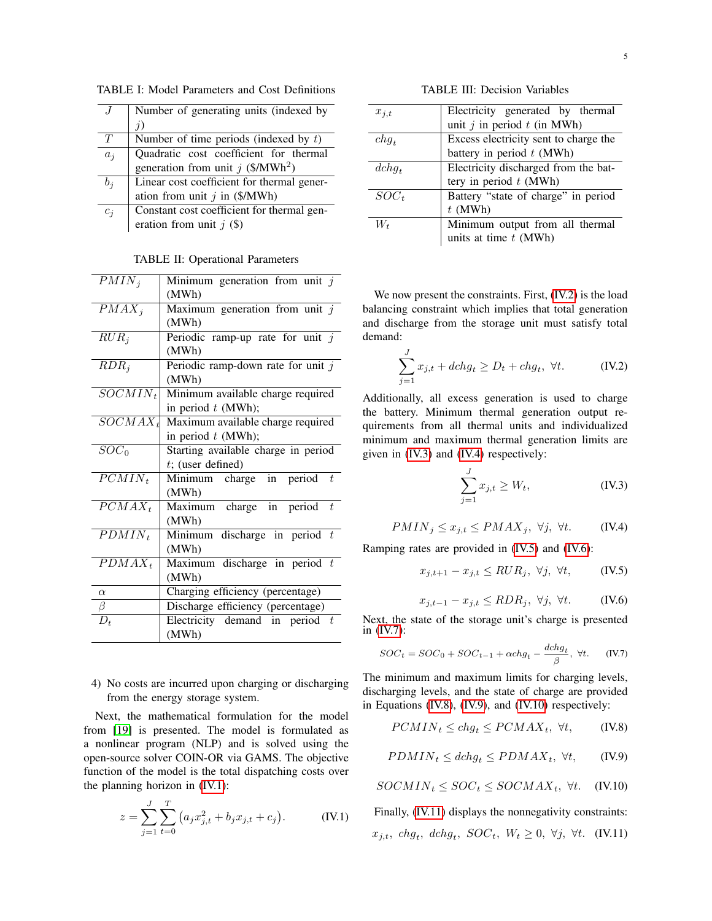TABLE I: Model Parameters and Cost Definitions

| | |
|---|---|
| $J$ | Number of generating units (indexed by $j$) |
| $T$ | Number of time periods (indexed by $t$) |
| $a_j$ | Quadratic cost coefficient for thermal generation from unit $j$ (\$/MWh$^2$) |
| $b_j$ | Linear cost coefficient for thermal generation from unit $j$ in (\$/MWh) |
| $c_j$ | Constant cost coefficient for thermal generation from unit $j$ (\$) |

TABLE II: Operational Parameters

| | |
|---|---|
| $PMIN_j$ | Minimum generation from unit $j$ (MWh) |
| $PMAX_j$ | Maximum generation from unit $j$ (MWh) |
| $RUR_j$ | Periodic ramp-up rate for unit $j$ (MWh) |
| $RDR_j$ | Periodic ramp-down rate for unit $j$ (MWh) |
| $SOCMIN_t$ | Minimum available charge required in period $t$ (MWh); |
| $SOCMAX_t$ | Maximum available charge required in period $t$ (MWh); |
| $SOC_0$ | Starting available charge in period $t$; (user defined) |
| $PCMIN_t$ | Minimum charge in period $t$ (MWh) |
| $PCMAX_t$ | Maximum charge in period $t$ (MWh) |
| $PDMIN_t$ | Minimum discharge in period $t$ (MWh) |
| $PDMAX_t$ | Maximum discharge in period $t$ (MWh) |
| $\alpha$ | Charging efficiency (percentage) |
| $\beta$ | Discharge efficiency (percentage) |
| $D_t$ | Electricity demand in period $t$ (MWh) |

4) No costs are incurred upon charging or discharging from the energy storage system.

Next, the mathematical formulation for the model from [19] is presented. The model is formulated as a nonlinear program (NLP) and is solved using the open-source solver COIN-OR via GAMS. The objective function of the model is the total dispatching costs over the planning horizon in (IV.1):

$$z = \sum_{j=1}^{J} \sum_{t=0}^{T} \left( a_j x_{j,t}^2 + b_j x_{j,t} + c_j \right). \tag{IV.1}$$

TABLE III: Decision Variables

| | |
|---|---|
| $x_{j,t}$ | Electricity generated by thermal unit $j$ in period $t$ (in MWh) |
| $chg_t$ | Excess electricity sent to charge the battery in period $t$ (MWh) |
| $dchg_t$ | Electricity discharged from the battery in period $t$ (MWh) |
| $SOC_t$ | Battery "state of charge" in period $t$ (MWh) |
| $W_t$ | Minimum output from all thermal units at time $t$ (MWh) |

We now present the constraints. First, (IV.2) is the load balancing constraint which implies that total generation and discharge from the storage unit must satisfy total demand:

$$\sum_{j=1}^{J} x_{j,t} + dchg_t \geq D_t + chg_t, \ \forall t. \tag{IV.2}$$

Additionally, all excess generation is used to charge the battery. Minimum thermal generation output requirements from all thermal units and individualized minimum and maximum thermal generation limits are given in (IV.3) and (IV.4) respectively:

$$\sum_{j=1}^{J} x_{j,t} \geq W_t, \tag{IV.3}$$

$$PMIN_j \leq x_{j,t} \leq PMAX_j, \ \forall j, \ \forall t. \tag{IV.4}$$

Ramping rates are provided in (IV.5) and (IV.6):

$$x_{j,t+1} - x_{j,t} \leq RUR_j, \ \forall j, \ \forall t, \tag{IV.5}$$

$$x_{j,t-1} - x_{j,t} \leq RDR_j, \ \forall j, \ \forall t. \tag{IV.6}$$

Next, the state of the storage unit's charge is presented in (IV.7):

$$SOC_t = SOC_0 + SOC_{t-1} + \alpha chg_t - \frac{dchg_t}{\beta}, \ \forall t. \tag{IV.7}$$

The minimum and maximum limits for charging levels, discharging levels, and the state of charge are provided in Equations (IV.8), (IV.9), and (IV.10) respectively:

$$PCMIN_t \leq chg_t \leq PCMAX_t, \ \forall t, \tag{IV.8}$$

$$PDMIN_t \leq dchg_t \leq PDMAX_t, \ \forall t, \tag{IV.9}$$

$$SOCMIN_t \leq SOC_t \leq SOCMAX_t, \ \forall t. \tag{IV.10}$$

Finally, (IV.11) displays the nonnegativity constraints:

$$x_{j,t}, \ chg_t, \ dchg_t, \ SOC_t, \ W_t \geq 0, \ \forall j, \ \forall t. \tag{IV.11}$$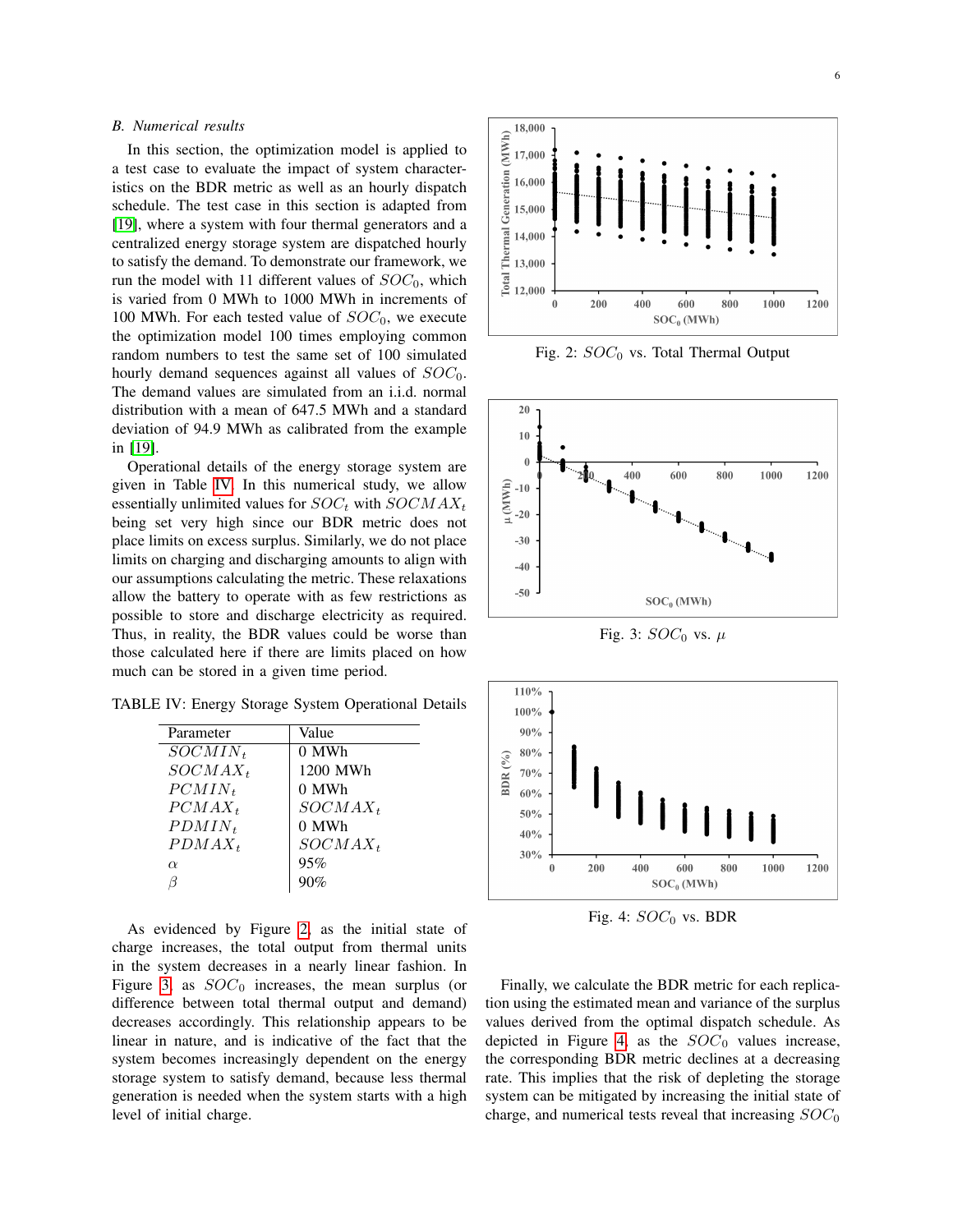### B. Numerical results

In this section, the optimization model is applied to a test case to evaluate the impact of system characteristics on the BDR metric as well as an hourly dispatch schedule. The test case in this section is adapted from [19], where a system with four thermal generators and a centralized energy storage system are dispatched hourly to satisfy the demand. To demonstrate our framework, we run the model with 11 different values of $SOC_0$, which is varied from 0 MWh to 1000 MWh in increments of 100 MWh. For each tested value of $SOC_0$, we execute the optimization model 100 times employing common random numbers to test the same set of 100 simulated hourly demand sequences against all values of $SOC_0$. The demand values are simulated from an i.i.d. normal distribution with a mean of 647.5 MWh and a standard deviation of 94.9 MWh as calibrated from the example in [19].

Operational details of the energy storage system are given in Table IV. In this numerical study, we allow essentially unlimited values for $SOC_t$ with $SOCMAX_t$ being set very high since our BDR metric does not place limits on excess surplus. Similarly, we do not place limits on charging and discharging amounts to align with our assumptions calculating the metric. These relaxations allow the battery to operate with as few restrictions as possible to store and discharge electricity as required. Thus, in reality, the BDR values could be worse than those calculated here if there are limits placed on how much can be stored in a given time period.

TABLE IV: Energy Storage System Operational Details

| Parameter | Value |
|---|---|
| $SOCMIN_t$ | 0 MWh |
| $SOCMAX_t$ | 1200 MWh |
| $PCMIN_t$ | 0 MWh |
| $PCMAX_t$ | $SOCMAX_t$ |
| $PDMIN_t$ | 0 MWh |
| $PDMAX_t$ | $SOCMAX_t$ |
| $\alpha$ | 95% |
| $\beta$ | 90% |

As evidenced by Figure 2, as the initial state of charge increases, the total output from thermal units in the system decreases in a nearly linear fashion. In Figure 3, as $SOC_0$ increases, the mean surplus (or difference between total thermal output and demand) decreases accordingly. This relationship appears to be linear in nature, and is indicative of the fact that the system becomes increasingly dependent on the energy storage system to satisfy demand, because less thermal generation is needed when the system starts with a high level of initial charge.

Fig. 2: $SOC_0$ vs. Total Thermal Output

Fig. 3: $SOC_0$ vs. $\mu$

Fig. 4: $SOC_0$ vs. BDR

Finally, we calculate the BDR metric for each replication using the estimated mean and variance of the surplus values derived from the optimal dispatch schedule. As depicted in Figure 4, as the $SOC_0$ values increase, the corresponding BDR metric declines at a decreasing rate. This implies that the risk of depleting the storage system can be mitigated by increasing the initial state of charge, and numerical tests reveal that increasing $SOC_0$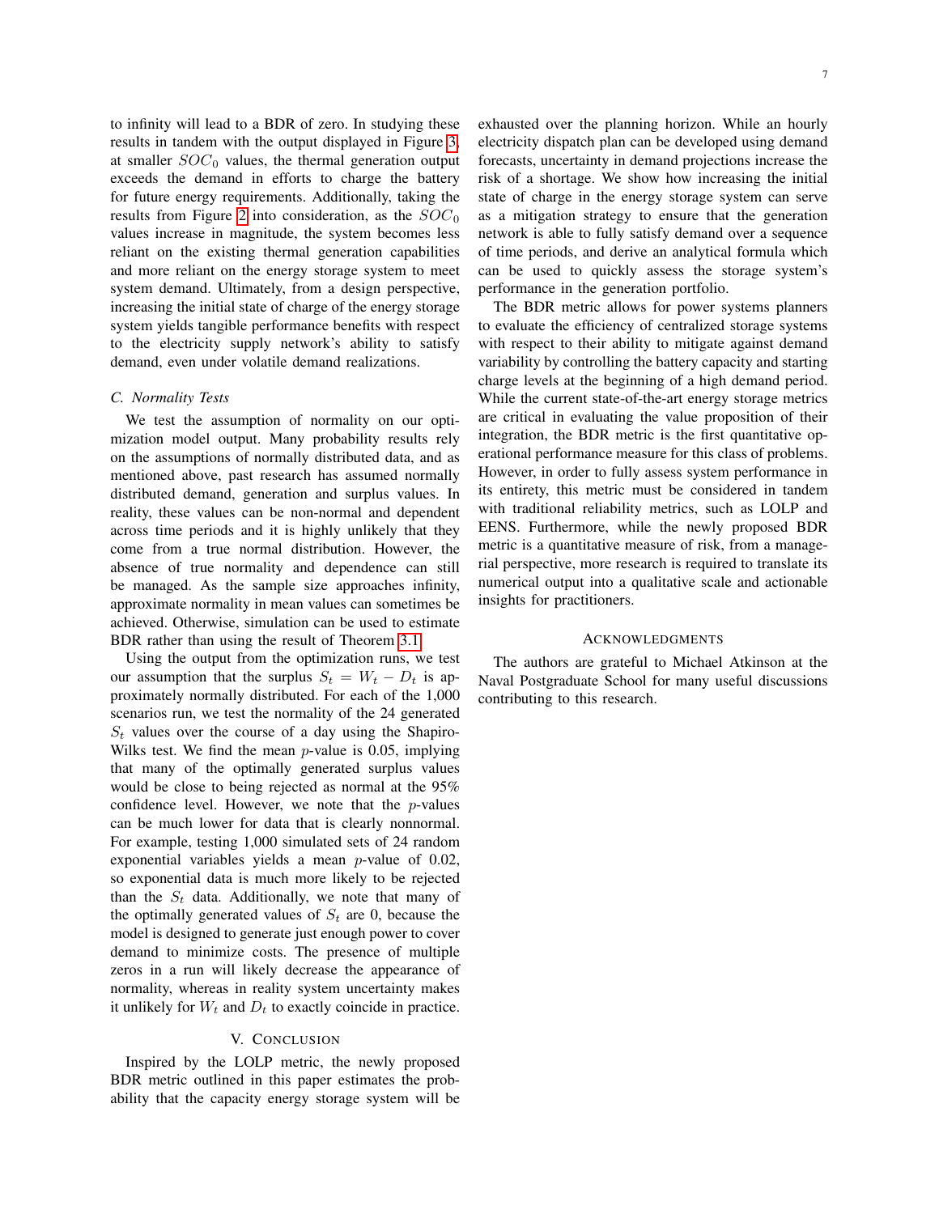to infinity will lead to a BDR of zero. In studying these results in tandem with the output displayed in Figure 3, at smaller $SOC_0$ values, the thermal generation output exceeds the demand in efforts to charge the battery for future energy requirements. Additionally, taking the results from Figure 2 into consideration, as the $SOC_0$ values increase in magnitude, the system becomes less reliant on the existing thermal generation capabilities and more reliant on the energy storage system to meet system demand. Ultimately, from a design perspective, increasing the initial state of charge of the energy storage system yields tangible performance benefits with respect to the electricity supply network's ability to satisfy demand, even under volatile demand realizations.

### C. Normality Tests

We test the assumption of normality on our optimization model output. Many probability results rely on the assumptions of normally distributed data, and as mentioned above, past research has assumed normally distributed demand, generation and surplus values. In reality, these values can be non-normal and dependent across time periods and it is highly unlikely that they come from a true normal distribution. However, the absence of true normality and dependence can still be managed. As the sample size approaches infinity, approximate normality in mean values can sometimes be achieved. Otherwise, simulation can be used to estimate BDR rather than using the result of Theorem 3.1.

Using the output from the optimization runs, we test our assumption that the surplus $S_t = W_t - D_t$ is approximately normally distributed. For each of the 1,000 scenarios run, we test the normality of the 24 generated $S_t$ values over the course of a day using the Shapiro-Wilks test. We find the mean $p$-value is 0.05, implying that many of the optimally generated surplus values would be close to being rejected as normal at the 95% confidence level. However, we note that the $p$-values can be much lower for data that is clearly nonnormal. For example, testing 1,000 simulated sets of 24 random exponential variables yields a mean $p$-value of 0.02, so exponential data is much more likely to be rejected than the $S_t$ data. Additionally, we note that many of the optimally generated values of $S_t$ are 0, because the model is designed to generate just enough power to cover demand to minimize costs. The presence of multiple zeros in a run will likely decrease the appearance of normality, whereas in reality system uncertainty makes it unlikely for $W_t$ and $D_t$ to exactly coincide in practice.

## V. Conclusion

Inspired by the LOLP metric, the newly proposed BDR metric outlined in this paper estimates the probability that the capacity energy storage system will be exhausted over the planning horizon. While an hourly electricity dispatch plan can be developed using demand forecasts, uncertainty in demand projections increase the risk of a shortage. We show how increasing the initial state of charge in the energy storage system can serve as a mitigation strategy to ensure that the generation network is able to fully satisfy demand over a sequence of time periods, and derive an analytical formula which can be used to quickly assess the storage system's performance in the generation portfolio.

The BDR metric allows for power systems planners to evaluate the efficiency of centralized storage systems with respect to their ability to mitigate against demand variability by controlling the battery capacity and starting charge levels at the beginning of a high demand period. While the current state-of-the-art energy storage metrics are critical in evaluating the value proposition of their integration, the BDR metric is the first quantitative operational performance measure for this class of problems. However, in order to fully assess system performance in its entirety, this metric must be considered in tandem with traditional reliability metrics, such as LOLP and EENS. Furthermore, while the newly proposed BDR metric is a quantitative measure of risk, from a managerial perspective, more research is required to translate its numerical output into a qualitative scale and actionable insights for practitioners.

## Acknowledgments

The authors are grateful to Michael Atkinson at the Naval Postgraduate School for many useful discussions contributing to this research.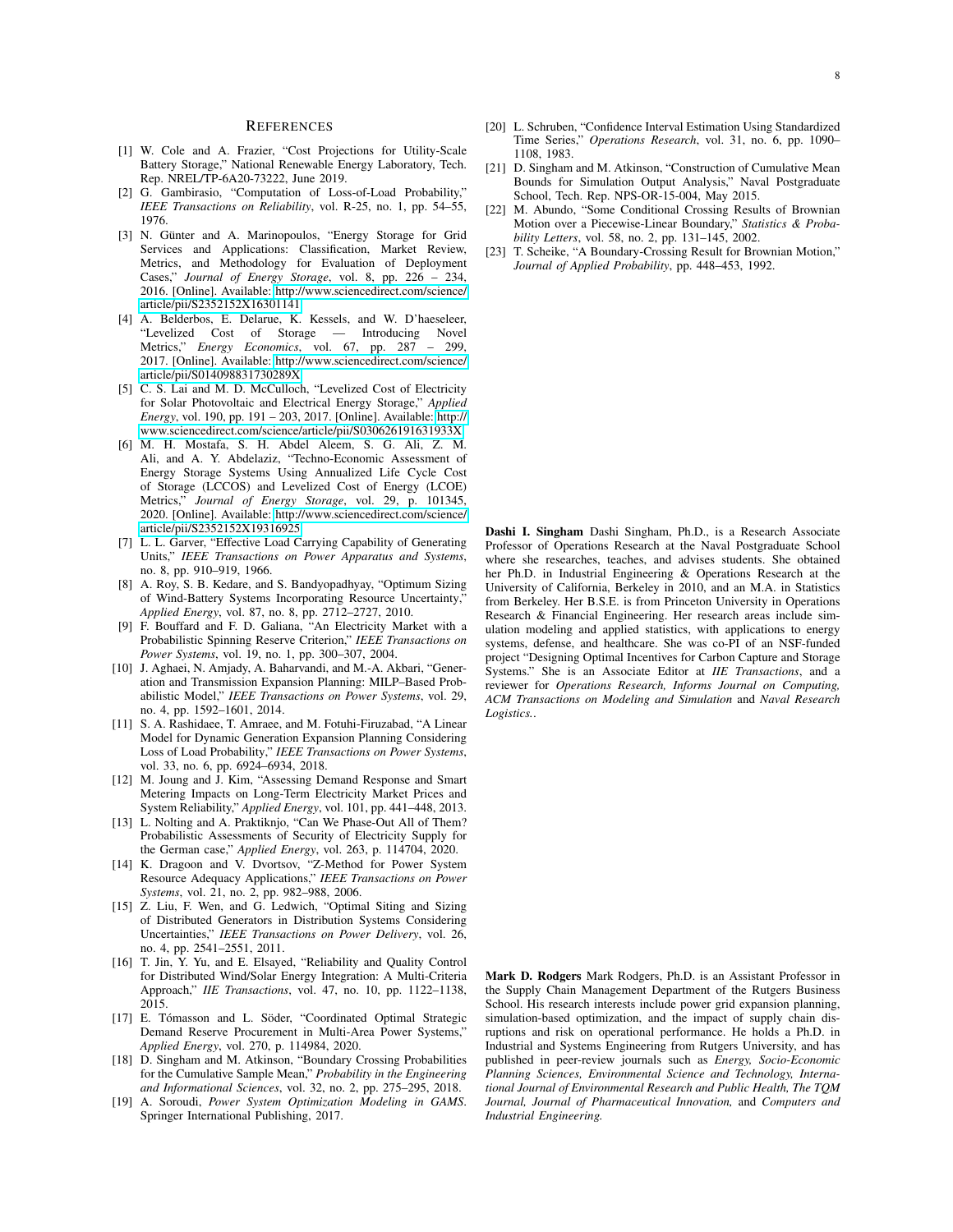## References

[1] W. Cole and A. Frazier, "Cost Projections for Utility-Scale Battery Storage," National Renewable Energy Laboratory, Tech. Rep. NREL/TP-6A20-73222, June 2019.

[2] G. Gambirasio, "Computation of Loss-of-Load Probability," *IEEE Transactions on Reliability*, vol. R-25, no. 1, pp. 54–55, 1976.

[3] N. Günter and A. Marinopoulos, "Energy Storage for Grid Services and Applications: Classification, Market Review, Metrics, and Methodology for Evaluation of Deployment Cases," *Journal of Energy Storage*, vol. 8, pp. 226 – 234, 2016. [Online]. Available: http://www.sciencedirect.com/science/article/pii/S2352152X16301141

[4] A. Belderbos, E. Delarue, K. Kessels, and W. D'haeseleer, "Levelized Cost of Storage — Introducing Novel Metrics," *Energy Economics*, vol. 67, pp. 287 – 299, 2017. [Online]. Available: http://www.sciencedirect.com/science/article/pii/S014098831730289X

[5] C. S. Lai and M. D. McCulloch, "Levelized Cost of Electricity for Solar Photovoltaic and Electrical Energy Storage," *Applied Energy*, vol. 190, pp. 191 – 203, 2017. [Online]. Available: http://www.sciencedirect.com/science/article/pii/S030626191631933X

[6] M. H. Mostafa, S. H. Abdel Aleem, S. G. Ali, Z. M. Ali, and A. Y. Abdelaziz, "Techno-Economic Assessment of Energy Storage Systems Using Annualized Life Cycle Cost of Storage (LCCOS) and Levelized Cost of Energy (LCOE) Metrics," *Journal of Energy Storage*, vol. 29, p. 101345, 2020. [Online]. Available: http://www.sciencedirect.com/science/article/pii/S2352152X19316925

[7] L. L. Garver, "Effective Load Carrying Capability of Generating Units," *IEEE Transactions on Power Apparatus and Systems*, no. 8, pp. 910–919, 1966.

[8] A. Roy, S. B. Kedare, and S. Bandyopadhyay, "Optimum Sizing of Wind-Battery Systems Incorporating Resource Uncertainty," *Applied Energy*, vol. 87, no. 8, pp. 2712–2727, 2010.

[9] F. Bouffard and F. D. Galiana, "An Electricity Market with a Probabilistic Spinning Reserve Criterion," *IEEE Transactions on Power Systems*, vol. 19, no. 1, pp. 300–307, 2004.

[10] J. Aghaei, N. Amjady, A. Baharvandi, and M.-A. Akbari, "Generation and Transmission Expansion Planning: MILP–Based Probabilistic Model," *IEEE Transactions on Power Systems*, vol. 29, no. 4, pp. 1592–1601, 2014.

[11] S. A. Rashidaee, T. Amraee, and M. Fotuhi-Firuzabad, "A Linear Model for Dynamic Generation Expansion Planning Considering Loss of Load Probability," *IEEE Transactions on Power Systems*, vol. 33, no. 6, pp. 6924–6934, 2018.

[12] M. Joung and J. Kim, "Assessing Demand Response and Smart Metering Impacts on Long-Term Electricity Market Prices and System Reliability," *Applied Energy*, vol. 101, pp. 441–448, 2013.

[13] L. Nolting and A. Praktiknjo, "Can We Phase-Out All of Them? Probabilistic Assessments of Security of Electricity Supply for the German case," *Applied Energy*, vol. 263, p. 114704, 2020.

[14] K. Dragoon and V. Dvortsov, "Z-Method for Power System Resource Adequacy Applications," *IEEE Transactions on Power Systems*, vol. 21, no. 2, pp. 982–988, 2006.

[15] Z. Liu, F. Wen, and G. Ledwich, "Optimal Siting and Sizing of Distributed Generators in Distribution Systems Considering Uncertainties," *IEEE Transactions on Power Delivery*, vol. 26, no. 4, pp. 2541–2551, 2011.

[16] T. Jin, Y. Yu, and E. Elsayed, "Reliability and Quality Control for Distributed Wind/Solar Energy Integration: A Multi-Criteria Approach," *IIE Transactions*, vol. 47, no. 10, pp. 1122–1138, 2015.

[17] E. Tómasson and L. Söder, "Coordinated Optimal Strategic Demand Reserve Procurement in Multi-Area Power Systems," *Applied Energy*, vol. 270, p. 114984, 2020.

[18] D. Singham and M. Atkinson, "Boundary Crossing Probabilities for the Cumulative Sample Mean," *Probability in the Engineering and Informational Sciences*, vol. 32, no. 2, pp. 275–295, 2018.

[19] A. Soroudi, *Power System Optimization Modeling in GAMS*. Springer International Publishing, 2017.

[20] L. Schruben, "Confidence Interval Estimation Using Standardized Time Series," *Operations Research*, vol. 31, no. 6, pp. 1090–1108, 1983.

[21] D. Singham and M. Atkinson, "Construction of Cumulative Mean Bounds for Simulation Output Analysis," Naval Postgraduate School, Tech. Rep. NPS-OR-15-004, May 2015.

[22] M. Abundo, "Some Conditional Crossing Results of Brownian Motion over a Piecewise-Linear Boundary," *Statistics & Probability Letters*, vol. 58, no. 2, pp. 131–145, 2002.

[23] T. Scheike, "A Boundary-Crossing Result for Brownian Motion," *Journal of Applied Probability*, pp. 448–453, 1992.

**Dashi I. Singham** Dashi Singham, Ph.D., is a Research Associate Professor of Operations Research at the Naval Postgraduate School where she researches, teaches, and advises students. She obtained her Ph.D. in Industrial Engineering & Operations Research at the University of California, Berkeley in 2010, and an M.A. in Statistics from Berkeley. Her B.S.E. is from Princeton University in Operations Research & Financial Engineering. Her research areas include simulation modeling and applied statistics, with applications to energy systems, defense, and healthcare. She was co-PI of an NSF-funded project "Designing Optimal Incentives for Carbon Capture and Storage Systems." She is an Associate Editor at *IIE Transactions*, and a reviewer for *Operations Research, Informs Journal on Computing, ACM Transactions on Modeling and Simulation* and *Naval Research Logistics.*.

**Mark D. Rodgers** Mark Rodgers, Ph.D. is an Assistant Professor in the Supply Chain Management Department of the Rutgers Business School. His research interests include power grid expansion planning, simulation-based optimization, and the impact of supply chain disruptions and risk on operational performance. He holds a Ph.D. in Industrial and Systems Engineering from Rutgers University, and has published in peer-review journals such as *Energy, Socio-Economic Planning Sciences, Environmental Science and Technology, International Journal of Environmental Research and Public Health, The TQM Journal, Journal of Pharmaceutical Innovation,* and *Computers and Industrial Engineering.*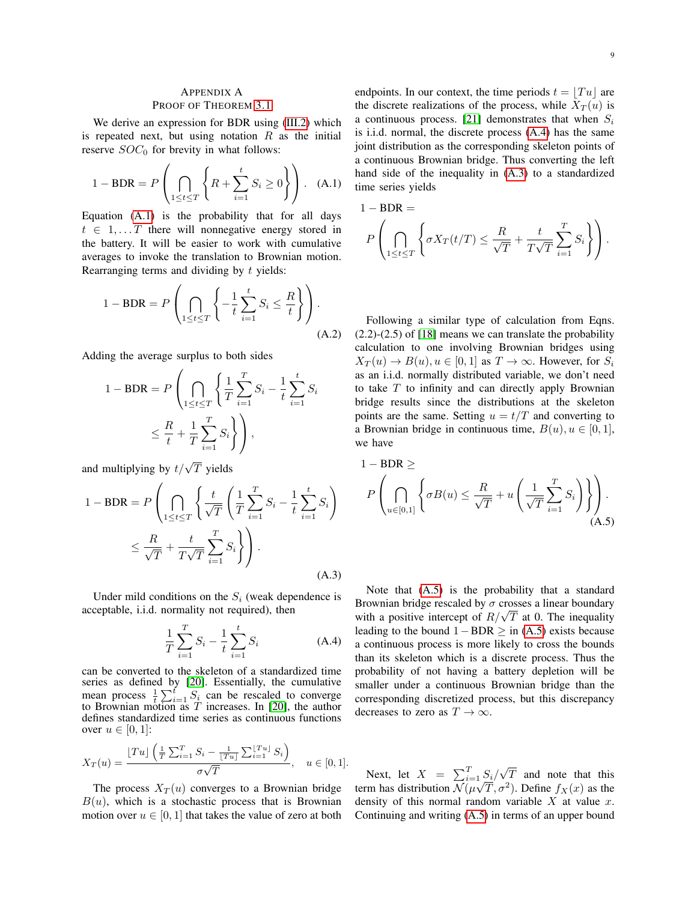# Appendix A
## Proof of Theorem 3.1

We derive an expression for BDR using (III.2) which is repeated next, but using notation $R$ as the initial reserve $SOC_0$ for brevity in what follows:

$$1 - \text{BDR} = P\left(\bigcap_{1\leq t\leq T}\left\{R + \sum_{i=1}^{t} S_i \geq 0\right\}\right). \quad \text{(A.1)}$$

Equation (A.1) is the probability that for all days $t \in 1, \ldots T$ there will nonnegative energy stored in the battery. It will be easier to work with cumulative averages to invoke the translation to Brownian motion. Rearranging terms and dividing by $t$ yields:

$$1 - \text{BDR} = P\left(\bigcap_{1\leq t\leq T}\left\{-\frac{1}{t}\sum_{i=1}^{t} S_i \leq \frac{R}{t}\right\}\right). \quad \text{(A.2)}$$

Adding the average surplus to both sides

$$1 - \text{BDR} = P\left(\bigcap_{1\leq t\leq T}\left\{\frac{1}{T}\sum_{i=1}^{T} S_i - \frac{1}{t}\sum_{i=1}^{t} S_i \leq \frac{R}{t} + \frac{1}{T}\sum_{i=1}^{T} S_i\right\}\right),$$

and multiplying by $t/\sqrt{T}$ yields

$$1 - \text{BDR} = P\left(\bigcap_{1\leq t\leq T}\left\{\frac{t}{\sqrt{T}}\left(\frac{1}{T}\sum_{i=1}^{T} S_i - \frac{1}{t}\sum_{i=1}^{t} S_i\right) \leq \frac{R}{\sqrt{T}} + \frac{t}{T\sqrt{T}}\sum_{i=1}^{T} S_i\right\}\right). \quad \text{(A.3)}$$

Under mild conditions on the $S_i$ (weak dependence is acceptable, i.i.d. normality not required), then

$$\frac{1}{T}\sum_{i=1}^{T} S_i - \frac{1}{t}\sum_{i=1}^{t} S_i \quad \text{(A.4)}$$

can be converted to the skeleton of a standardized time series as defined by [20]. Essentially, the cumulative mean process $\frac{1}{t}\sum_{i=1}^{t} S_i$ can be rescaled to converge to Brownian motion as $T$ increases. In [20], the author defines standardized time series as continuous functions over $u \in [0, 1]$:

$$X_T(u) = \frac{\lfloor Tu\rfloor\left(\frac{1}{T}\sum_{i=1}^{T} S_i - \frac{1}{\lfloor Tu\rfloor}\sum_{i=1}^{\lfloor Tu\rfloor} S_i\right)}{\sigma\sqrt{T}}, \quad u \in [0, 1].$$

The process $X_T(u)$ converges to a Brownian bridge $B(u)$, which is a stochastic process that is Brownian motion over $u \in [0, 1]$ that takes the value of zero at both endpoints. In our context, the time periods $t = \lfloor Tu\rfloor$ are the discrete realizations of the process, while $X_T(u)$ is a continuous process. [21] demonstrates that when $S_i$ is i.i.d. normal, the discrete process (A.4) has the same joint distribution as the corresponding skeleton points of a continuous Brownian bridge. Thus converting the left hand side of the inequality in (A.3) to a standardized time series yields

$$1 - \text{BDR} = P\left(\bigcap_{1\leq t\leq T}\left\{\sigma X_T(t/T) \leq \frac{R}{\sqrt{T}} + \frac{t}{T\sqrt{T}}\sum_{i=1}^{T} S_i\right\}\right).$$

Following a similar type of calculation from Eqns. (2.2)-(2.5) of [18] means we can translate the probability calculation to one involving Brownian bridges using $X_T(u) \to B(u), u \in [0, 1]$ as $T \to \infty$. However, for $S_i$ as an i.i.d. normally distributed variable, we don't need to take $T$ to infinity and can directly apply Brownian bridge results since the distributions at the skeleton points are the same. Setting $u = t/T$ and converting to a Brownian bridge in continuous time, $B(u), u \in [0, 1]$, we have

$$1 - \text{BDR} \geq P\left(\bigcap_{u\in[0,1]}\left\{\sigma B(u) \leq \frac{R}{\sqrt{T}} + u\left(\frac{1}{\sqrt{T}}\sum_{i=1}^{T} S_i\right)\right\}\right). \quad \text{(A.5)}$$

Note that (A.5) is the probability that a standard Brownian bridge rescaled by $\sigma$ crosses a linear boundary with a positive intercept of $R/\sqrt{T}$ at 0. The inequality leading to the bound $1 - \text{BDR} \geq$ in (A.5) exists because a continuous process is more likely to cross the bounds than its skeleton which is a discrete process. Thus the probability of not having a battery depletion will be smaller under a continuous Brownian bridge than the corresponding discretized process, but this discrepancy decreases to zero as $T \to \infty$.

Next, let $X = \sum_{i=1}^{T} S_i/\sqrt{T}$ and note that this term has distribution $\mathcal{N}(\mu\sqrt{T}, \sigma^2)$. Define $f_X(x)$ as the density of this normal random variable $X$ at value $x$. Continuing and writing (A.5) in terms of an upper bound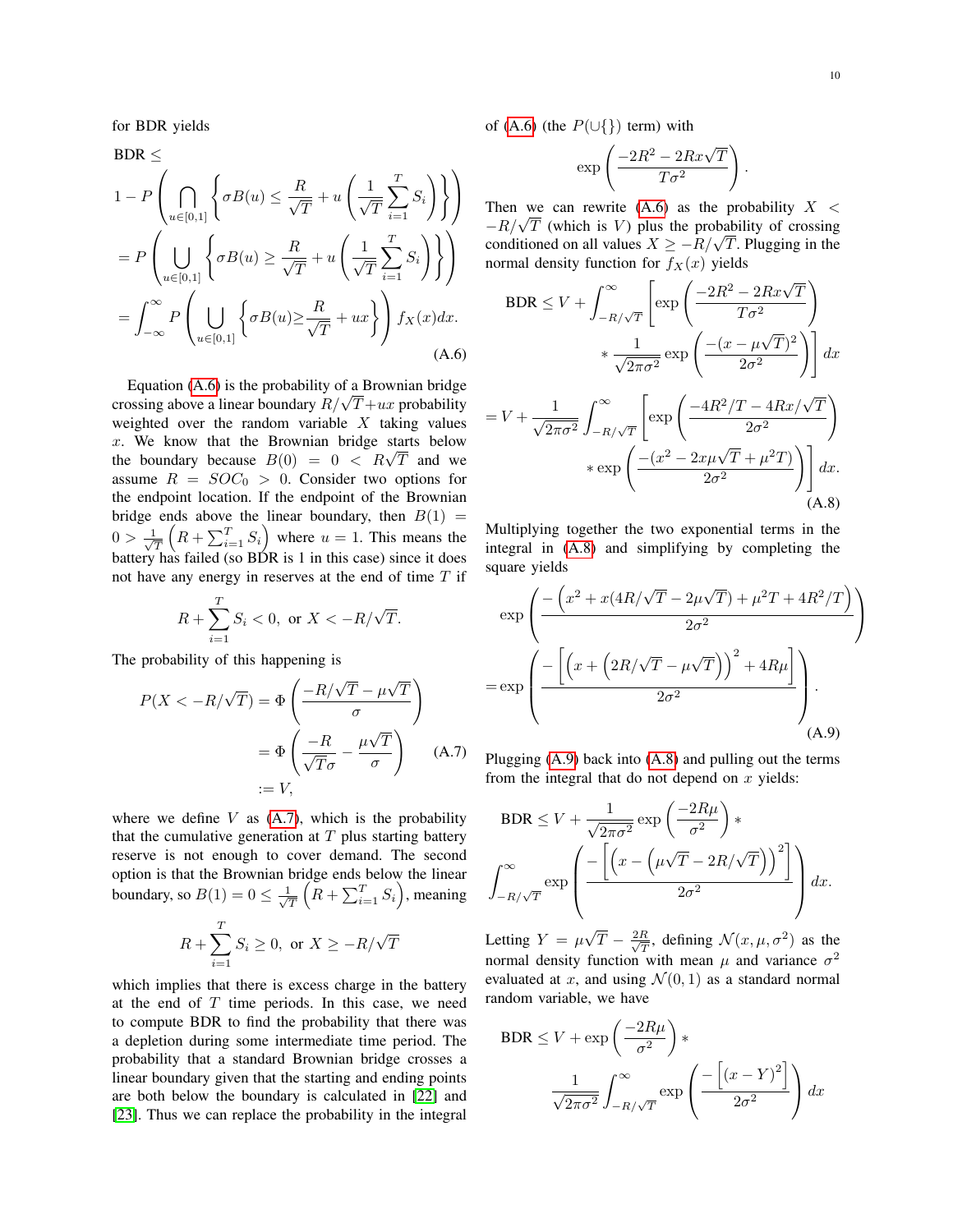for BDR yields

$$
\begin{aligned}
&\text{BDR} \leq \\
&1 - P\left(\bigcap_{u\in[0,1]}\left\{\sigma B(u) \leq \frac{R}{\sqrt{T}} + u\left(\frac{1}{\sqrt{T}}\sum_{i=1}^{T} S_i\right)\right\}\right) \\
&= P\left(\bigcup_{u\in[0,1]}\left\{\sigma B(u) \geq \frac{R}{\sqrt{T}} + u\left(\frac{1}{\sqrt{T}}\sum_{i=1}^{T} S_i\right)\right\}\right) \\
&= \int_{-\infty}^{\infty} P\left(\bigcup_{u\in[0,1]}\left\{\sigma B(u) \geq \frac{R}{\sqrt{T}} + ux\right\}\right) f_X(x)dx.
\end{aligned} \tag{A.6}
$$

Equation (A.6) is the probability of a Brownian bridge crossing above a linear boundary $R/\sqrt{T}+ux$ probability weighted over the random variable $X$ taking values $x$. We know that the Brownian bridge starts below the boundary because $B(0) = 0 < R\sqrt{T}$ and we assume $R = SOC_0 > 0$. Consider two options for the endpoint location. If the endpoint of the Brownian bridge ends above the linear boundary, then $B(1) = 0 > \frac{1}{\sqrt{T}}\left(R + \sum_{i=1}^{T} S_i\right)$ where $u = 1$. This means the battery has failed (so BDR is 1 in this case) since it does not have any energy in reserves at the end of time $T$ if

$$
R + \sum_{i=1}^{T} S_i < 0, \text{ or } X < -R/\sqrt{T}.
$$

The probability of this happening is

$$
\begin{aligned}
P(X < -R/\sqrt{T}) &= \Phi\left(\frac{-R/\sqrt{T} - \mu\sqrt{T}}{\sigma}\right) \\
&= \Phi\left(\frac{-R}{\sqrt{T}\sigma} - \frac{\mu\sqrt{T}}{\sigma}\right) \\
&:= V,
\end{aligned} \tag{A.7}
$$

where we define $V$ as (A.7), which is the probability that the cumulative generation at $T$ plus starting battery reserve is not enough to cover demand. The second option is that the Brownian bridge ends below the linear boundary, so $B(1) = 0 \leq \frac{1}{\sqrt{T}}\left(R + \sum_{i=1}^{T} S_i\right)$, meaning

$$
R + \sum_{i=1}^{T} S_i \geq 0, \text{ or } X \geq -R/\sqrt{T}
$$

which implies that there is excess charge in the battery at the end of $T$ time periods. In this case, we need to compute BDR to find the probability that there was a depletion during some intermediate time period. The probability that a standard Brownian bridge crosses a linear boundary given that the starting and ending points are both below the boundary is calculated in [22] and [23]. Thus we can replace the probability in the integral of (A.6) (the $P(\cup\{\})$ term) with

$$
\exp\left(\frac{-2R^2 - 2Rx\sqrt{T}}{T\sigma^2}\right).
$$

Then we can rewrite (A.6) as the probability $X < -R/\sqrt{T}$ (which is $V$) plus the probability of crossing conditioned on all values $X \geq -R/\sqrt{T}$. Plugging in the normal density function for $f_X(x)$ yields

$$
\begin{aligned}
\text{BDR} \leq V &+ \int_{-R/\sqrt{T}}^{\infty}\left[\exp\left(\frac{-2R^2 - 2Rx\sqrt{T}}{T\sigma^2}\right)\right. \\
&\left. * \frac{1}{\sqrt{2\pi\sigma^2}}\exp\left(\frac{-(x-\mu\sqrt{T})^2}{2\sigma^2}\right)\right]dx \\
= V &+ \frac{1}{\sqrt{2\pi\sigma^2}}\int_{-R/\sqrt{T}}^{\infty}\left[\exp\left(\frac{-4R^2/T - 4Rx/\sqrt{T}}{2\sigma^2}\right)\right. \\
&\left. * \exp\left(\frac{-(x^2 - 2x\mu\sqrt{T} + \mu^2 T)}{2\sigma^2}\right)\right]dx.
\end{aligned} \tag{A.8}
$$

Multiplying together the two exponential terms in the integral in (A.8) and simplifying by completing the square yields

$$
\begin{aligned}
&\exp\left(\frac{-\left(x^2 + x(4R/\sqrt{T} - 2\mu\sqrt{T}) + \mu^2 T + 4R^2/T\right)}{2\sigma^2}\right) \\
&= \exp\left(\frac{-\left[\left(x + \left(2R/\sqrt{T} - \mu\sqrt{T}\right)\right)^2 + 4R\mu\right]}{2\sigma^2}\right).
\end{aligned} \tag{A.9}
$$

Plugging (A.9) back into (A.8) and pulling out the terms from the integral that do not depend on $x$ yields:

$$
\begin{aligned}
&\text{BDR} \leq V + \frac{1}{\sqrt{2\pi\sigma^2}}\exp\left(\frac{-2R\mu}{\sigma^2}\right) * \\
&\int_{-R/\sqrt{T}}^{\infty}\exp\left(\frac{-\left[\left(x - \left(\mu\sqrt{T} - 2R/\sqrt{T}\right)\right)^2\right]}{2\sigma^2}\right)dx.
\end{aligned}
$$

Letting $Y = \mu\sqrt{T} - \frac{2R}{\sqrt{T}}$, defining $\mathcal{N}(x, \mu, \sigma^2)$ as the normal density function with mean $\mu$ and variance $\sigma^2$ evaluated at $x$, and using $\mathcal{N}(0, 1)$ as a standard normal random variable, we have

$$
\begin{aligned}
\text{BDR} \leq V &+ \exp\left(\frac{-2R\mu}{\sigma^2}\right) * \\
&\frac{1}{\sqrt{2\pi\sigma^2}}\int_{-R/\sqrt{T}}^{\infty}\exp\left(\frac{-\left[(x - Y)^2\right]}{2\sigma^2}\right)dx
\end{aligned}
$$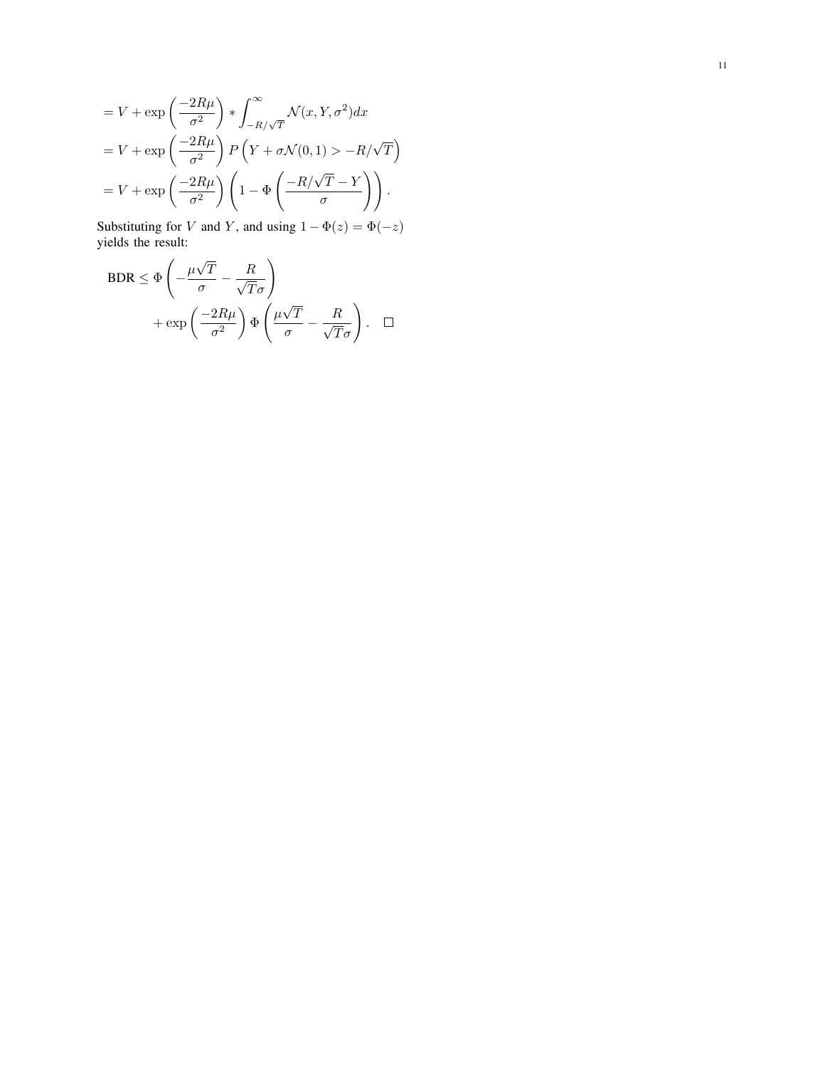$$= V + \exp\left(\frac{-2R\mu}{\sigma^2}\right) * \int_{-R/\sqrt{T}}^{\infty} \mathcal{N}(x, Y, \sigma^2) dx$$

$$= V + \exp\left(\frac{-2R\mu}{\sigma^2}\right) P\left(Y + \sigma\mathcal{N}(0,1) > -R/\sqrt{T}\right)$$

$$= V + \exp\left(\frac{-2R\mu}{\sigma^2}\right)\left(1 - \Phi\left(\frac{-R/\sqrt{T} - Y}{\sigma}\right)\right).$$

Substituting for $V$ and $Y$, and using $1 - \Phi(z) = \Phi(-z)$ yields the result:

$$\text{BDR} \leq \Phi\left(-\frac{\mu\sqrt{T}}{\sigma} - \frac{R}{\sqrt{T}\sigma}\right) + \exp\left(\frac{-2R\mu}{\sigma^2}\right)\Phi\left(\frac{\mu\sqrt{T}}{\sigma} - \frac{R}{\sqrt{T}\sigma}\right). \quad \square$$